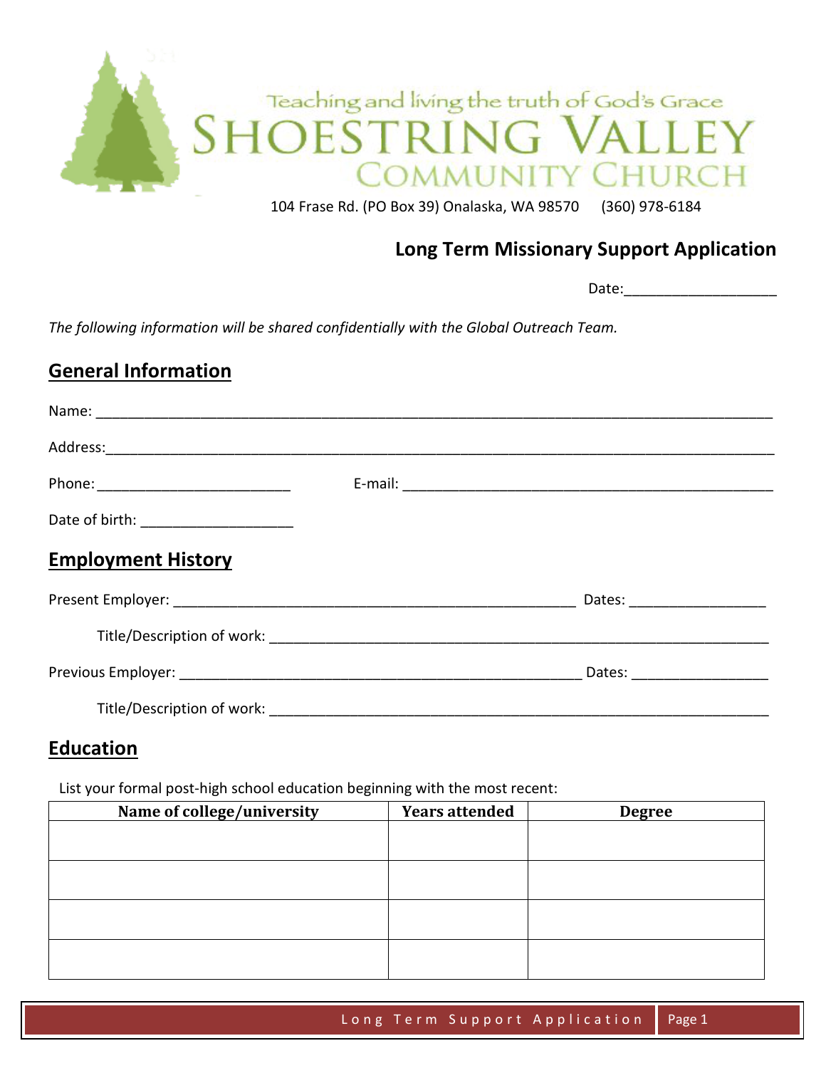Teaching and living the truth of God's Grace

# SHOESTRING VALLEY COMMUNITY CHURCH

104 Frase Rd. (PO Box 39) Onalaska, WA 98570 (360) 978-6184

## Long Term Missionary Support Application

Date:___________________

*The following information will be shared confidentially with the Global Outreach Team.*

## General Information

Name: ___________________________________________________________________________

Address:__________________________________________________________________________

Phone: ________________________ E-mail: _____________________________________________

Date of birth: ___________________

## Employment History

Present Employer: ___________________________________________________ Dates: _________________

Title/Description of work: ______________________________________________________________

Previous Employer: ___________________________________________________ Dates: _________________

Title/Description of work: ______________________________________________________________

## Education

List your formal post-high school education beginning with the most recent:

| Name of college/university | Years attended | Degree |
|---|---|---|
| | | |
| | | |
| | | |
| | | |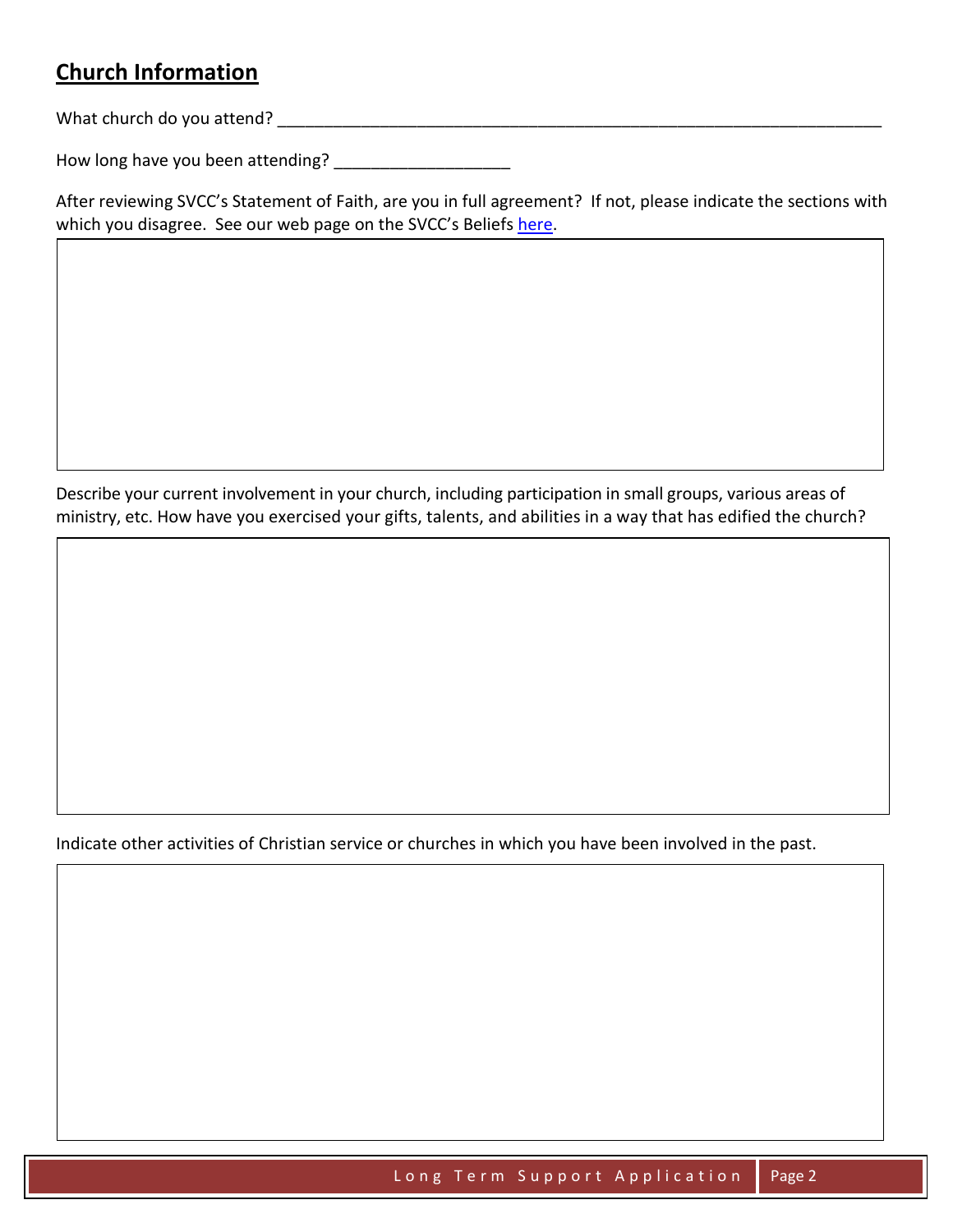## Church Information

What church do you attend? ___________________________________________________________________

How long have you been attending? ___________________

After reviewing SVCC's Statement of Faith, are you in full agreement? If not, please indicate the sections with which you disagree. See our web page on the SVCC's Beliefs here.

Describe your current involvement in your church, including participation in small groups, various areas of ministry, etc. How have you exercised your gifts, talents, and abilities in a way that has edified the church?

Indicate other activities of Christian service or churches in which you have been involved in the past.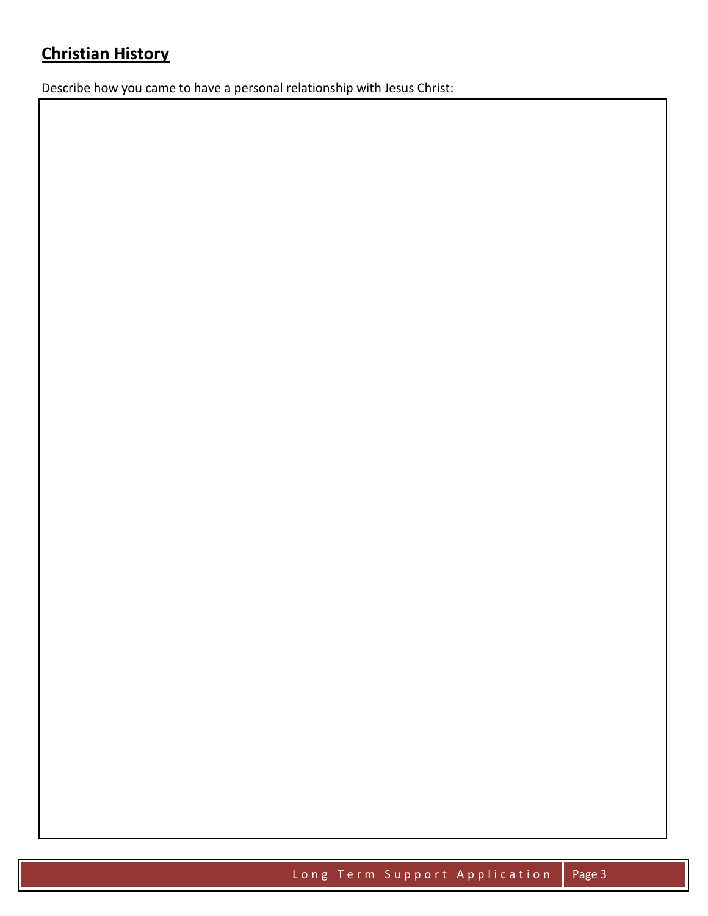## Christian History

Describe how you came to have a personal relationship with Jesus Christ: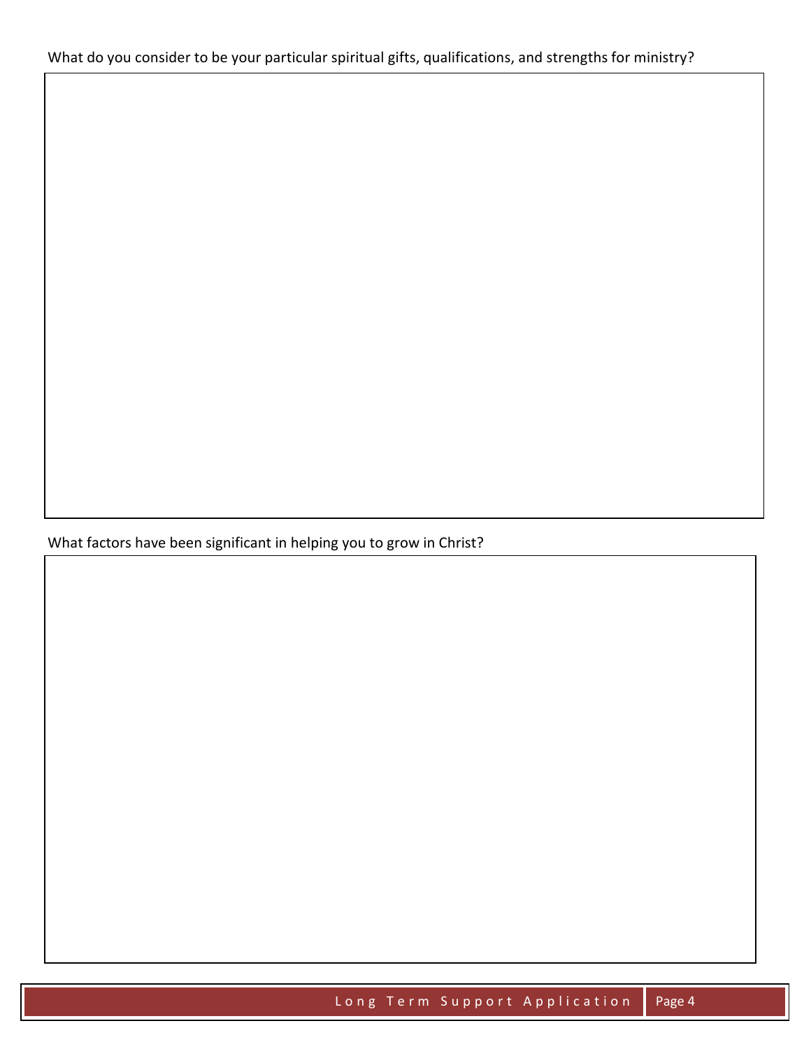What do you consider to be your particular spiritual gifts, qualifications, and strengths for ministry?

What factors have been significant in helping you to grow in Christ?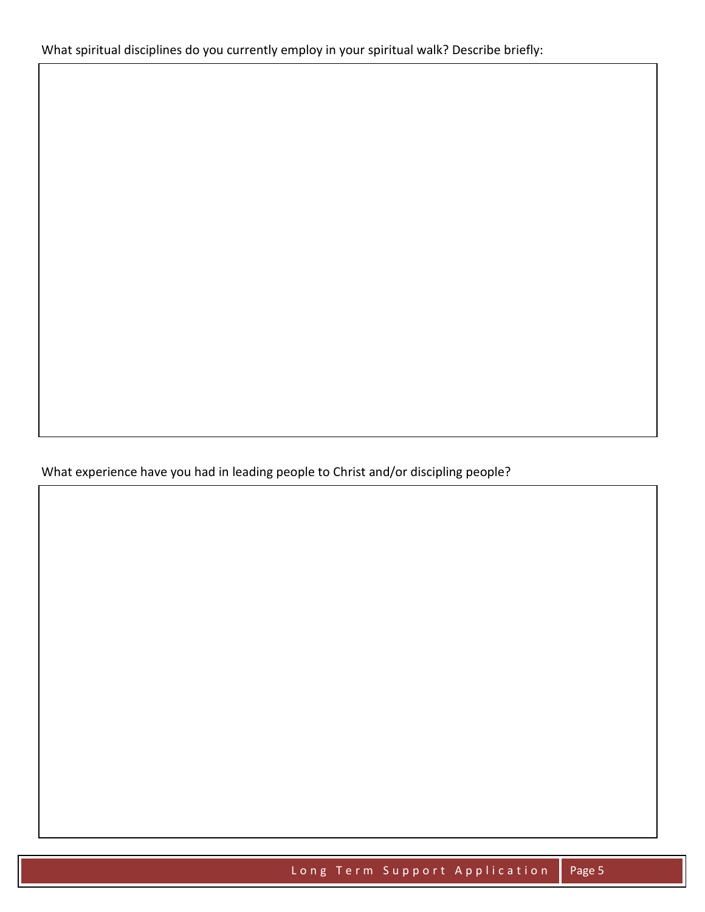What spiritual disciplines do you currently employ in your spiritual walk? Describe briefly:

What experience have you had in leading people to Christ and/or discipling people?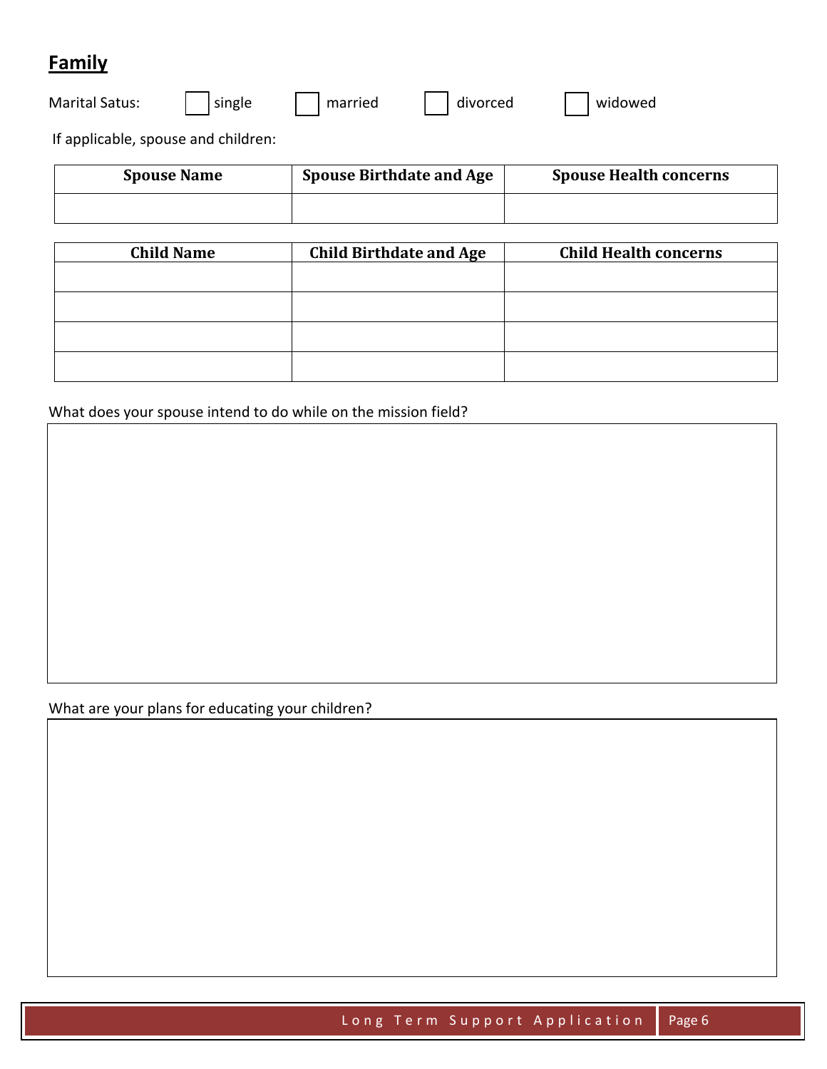## Family

Marital Satus: ☐ single ☐ married ☐ divorced ☐ widowed

If applicable, spouse and children:

| Spouse Name | Spouse Birthdate and Age | Spouse Health concerns |
| --- | --- | --- |
| | | |

| Child Name | Child Birthdate and Age | Child Health concerns |
| --- | --- | --- |
| | | |
| | | |
| | | |
| | | |

What does your spouse intend to do while on the mission field?

What are your plans for educating your children?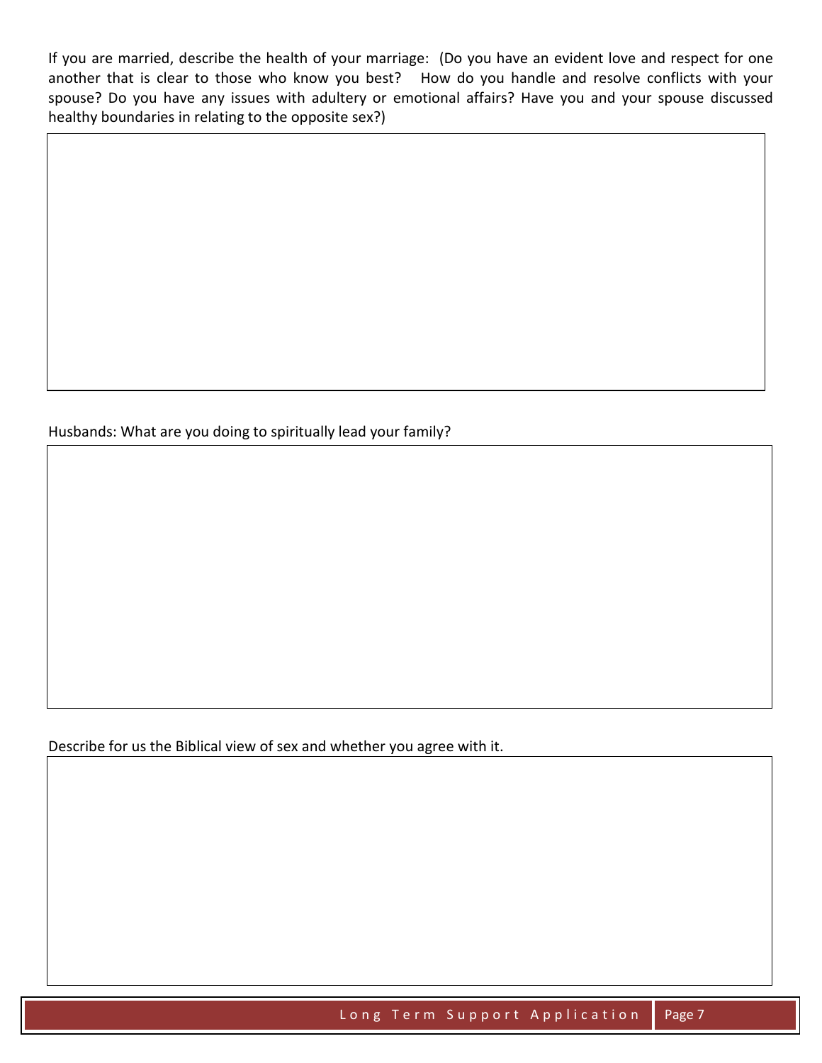If you are married, describe the health of your marriage: (Do you have an evident love and respect for one another that is clear to those who know you best? How do you handle and resolve conflicts with your spouse? Do you have any issues with adultery or emotional affairs? Have you and your spouse discussed healthy boundaries in relating to the opposite sex?)

Husbands: What are you doing to spiritually lead your family?

Describe for us the Biblical view of sex and whether you agree with it.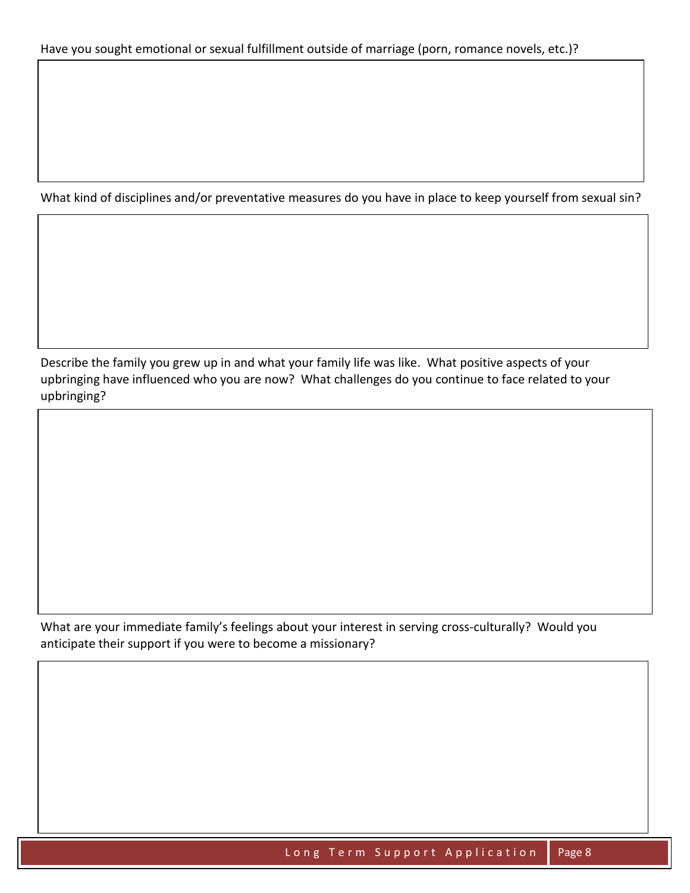Have you sought emotional or sexual fulfillment outside of marriage (porn, romance novels, etc.)?

What kind of disciplines and/or preventative measures do you have in place to keep yourself from sexual sin?

Describe the family you grew up in and what your family life was like. What positive aspects of your upbringing have influenced who you are now? What challenges do you continue to face related to your upbringing?

What are your immediate family's feelings about your interest in serving cross-culturally? Would you anticipate their support if you were to become a missionary?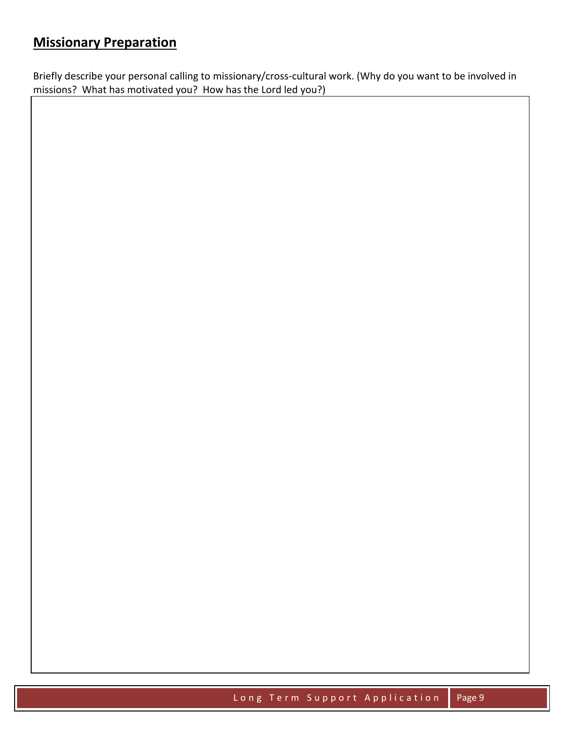## **Missionary Preparation**

Briefly describe your personal calling to missionary/cross-cultural work. (Why do you want to be involved in missions? What has motivated you? How has the Lord led you?)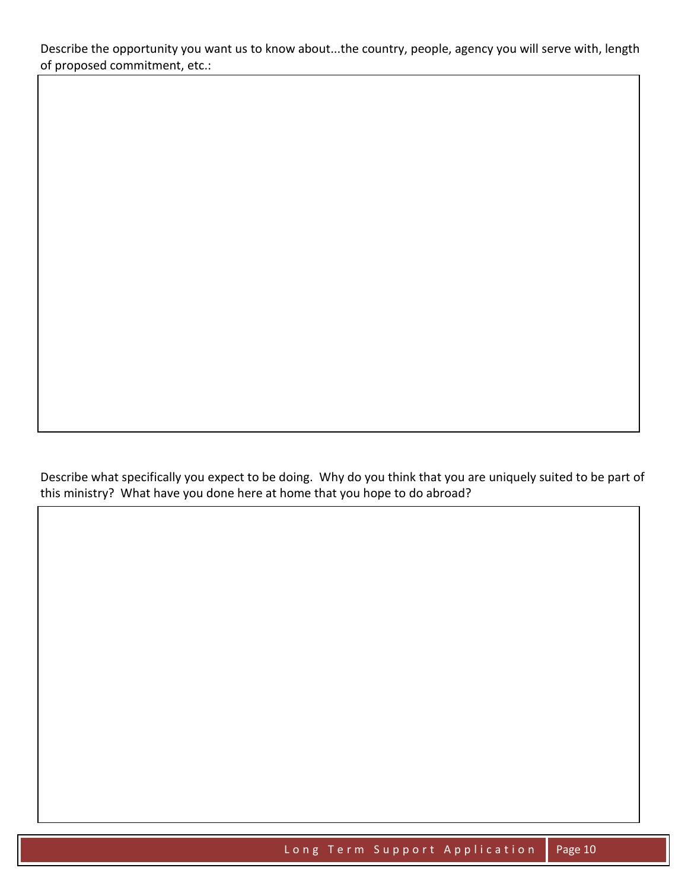Describe the opportunity you want us to know about...the country, people, agency you will serve with, length of proposed commitment, etc.:

Describe what specifically you expect to be doing. Why do you think that you are uniquely suited to be part of this ministry? What have you done here at home that you hope to do abroad?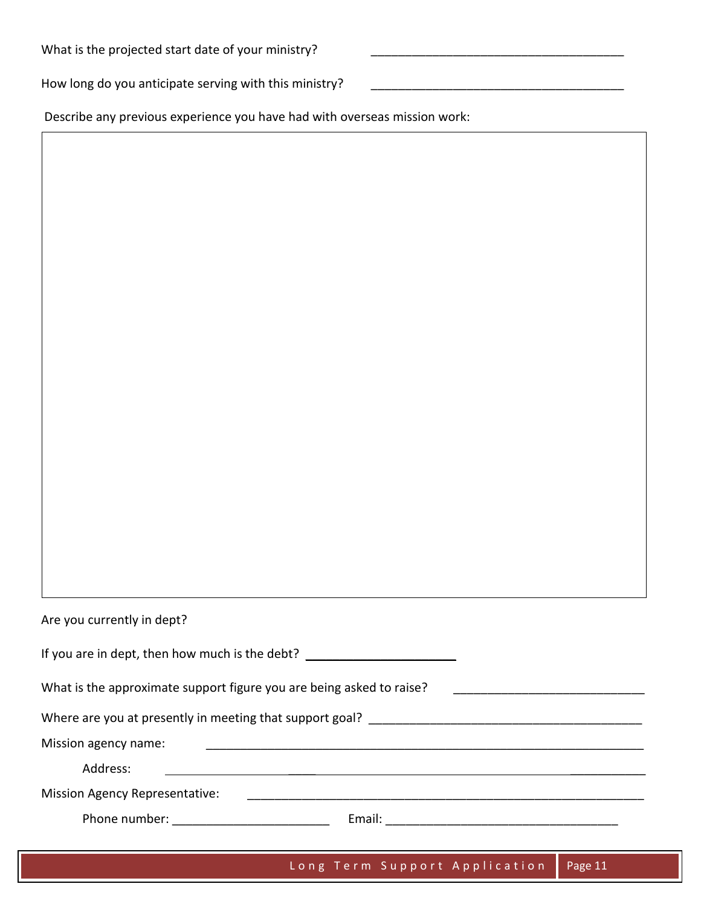What is the projected start date of your ministry? ______________________________________

How long do you anticipate serving with this ministry? ______________________________________

Describe any previous experience you have had with overseas mission work:

| |
|---|
| |

Are you currently in dept?

If you are in dept, then how much is the debt? ______________________

What is the approximate support figure you are being asked to raise? ____________________________

Where are you at presently in meeting that support goal? _________________________________________

Mission agency name: _________________________________________________________________

Address: _________________________________________________________________________

Mission Agency Representative: ___________________________________________________________

Phone number: _______________________ Email: __________________________________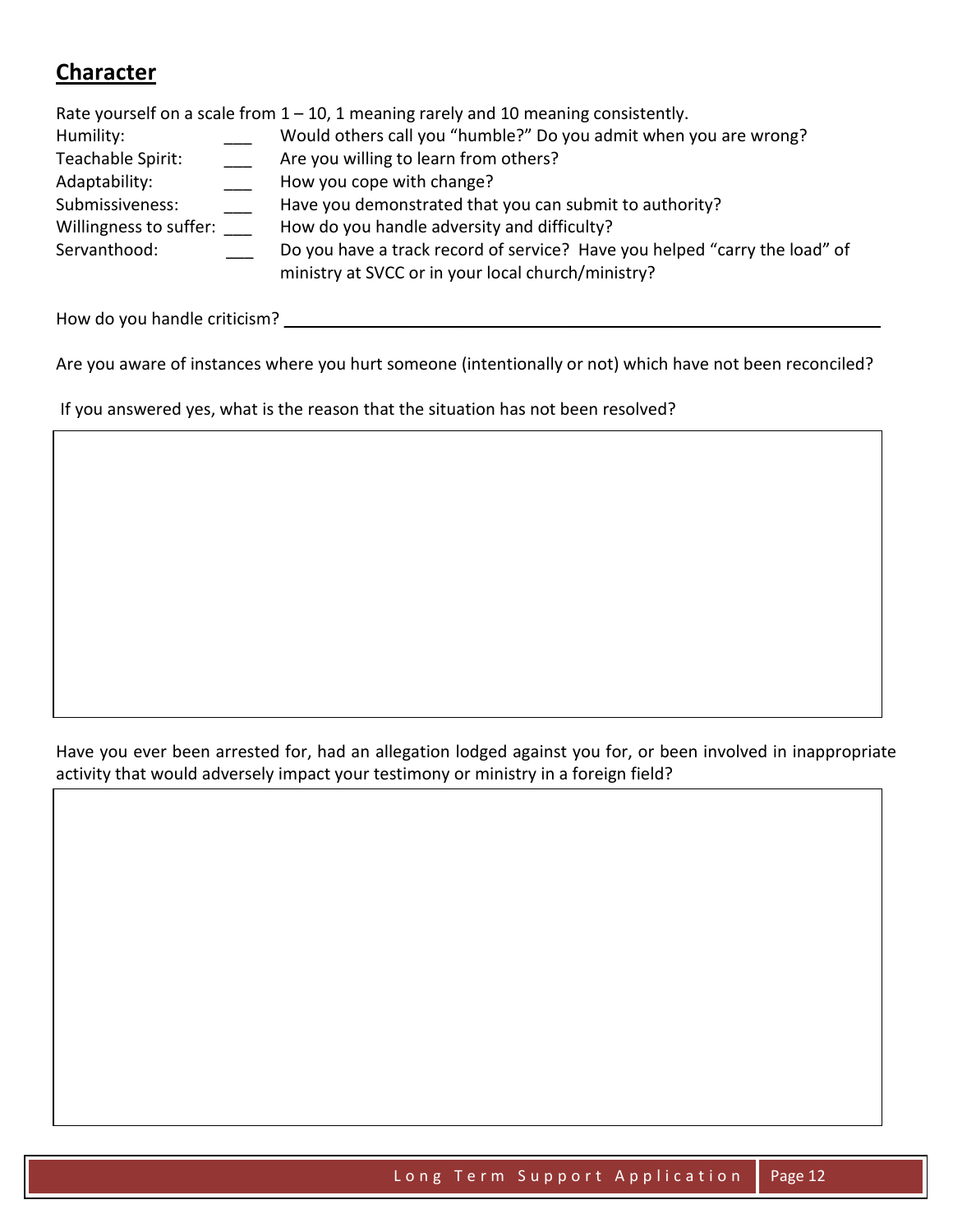## Character

Rate yourself on a scale from 1 – 10, 1 meaning rarely and 10 meaning consistently.

| | | |
|---|---|---|
| Humility: | ___ | Would others call you "humble?" Do you admit when you are wrong? |
| Teachable Spirit: | ___ | Are you willing to learn from others? |
| Adaptability: | ___ | How you cope with change? |
| Submissiveness: | ___ | Have you demonstrated that you can submit to authority? |
| Willingness to suffer: | ___ | How do you handle adversity and difficulty? |
| Servanthood: | ___ | Do you have a track record of service? Have you helped "carry the load" of ministry at SVCC or in your local church/ministry? |

How do you handle criticism? ______________________________________________

Are you aware of instances where you hurt someone (intentionally or not) which have not been reconciled?

If you answered yes, what is the reason that the situation has not been resolved?

Have you ever been arrested for, had an allegation lodged against you for, or been involved in inappropriate activity that would adversely impact your testimony or ministry in a foreign field?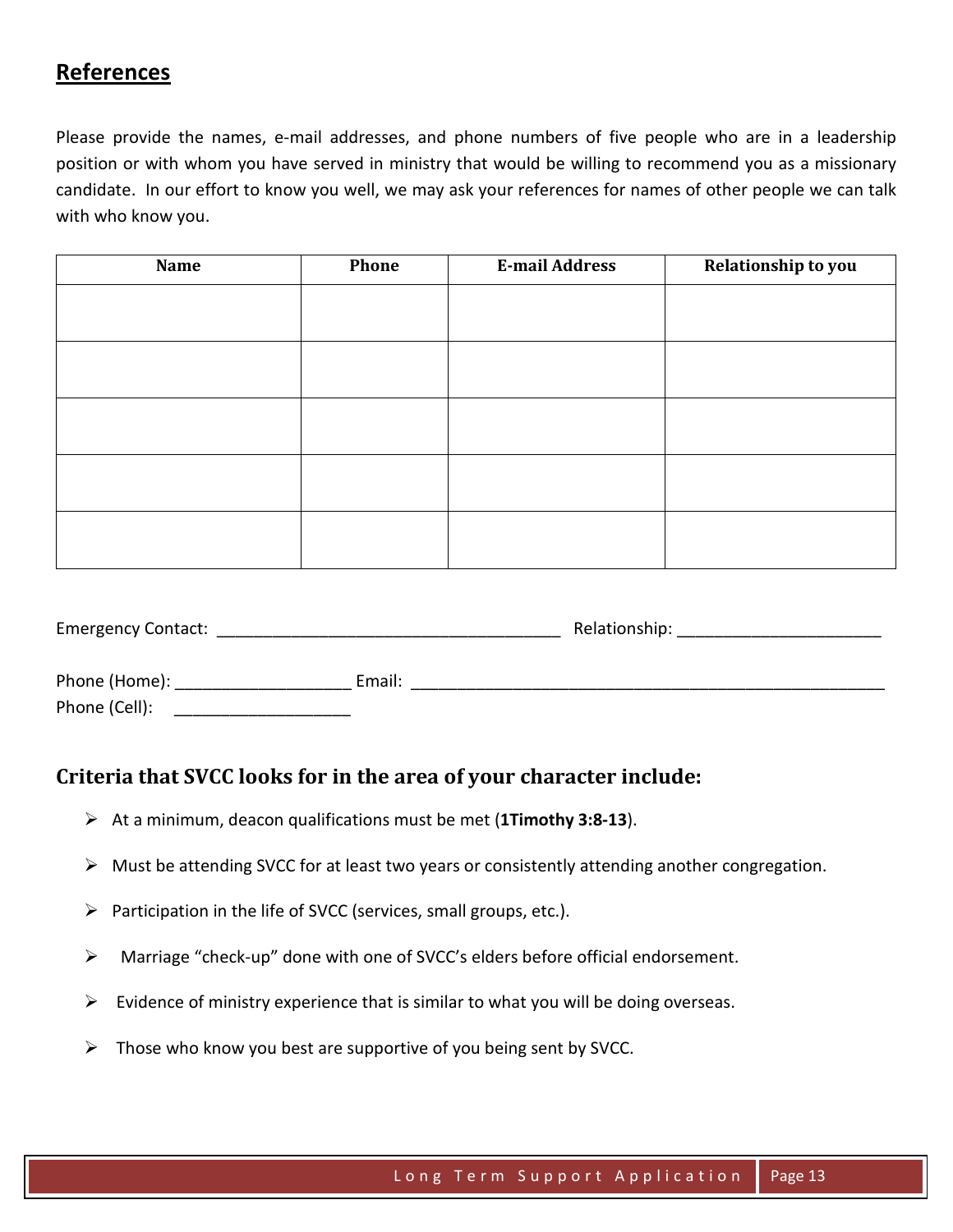## References

Please provide the names, e-mail addresses, and phone numbers of five people who are in a leadership position or with whom you have served in ministry that would be willing to recommend you as a missionary candidate. In our effort to know you well, we may ask your references for names of other people we can talk with who know you.

| Name | Phone | E-mail Address | Relationship to you |
|---|---|---|---|
| | | | |
| | | | |
| | | | |
| | | | |
| | | | |

Emergency Contact: ____________________________________ Relationship: ______________________

Phone (Home): ___________________ Email: _____________________________________________________
Phone (Cell): ___________________

### Criteria that SVCC looks for in the area of your character include:

- At a minimum, deacon qualifications must be met (**1Timothy 3:8-13**).
- Must be attending SVCC for at least two years or consistently attending another congregation.
- Participation in the life of SVCC (services, small groups, etc.).
- Marriage "check-up" done with one of SVCC's elders before official endorsement.
- Evidence of ministry experience that is similar to what you will be doing overseas.
- Those who know you best are supportive of you being sent by SVCC.